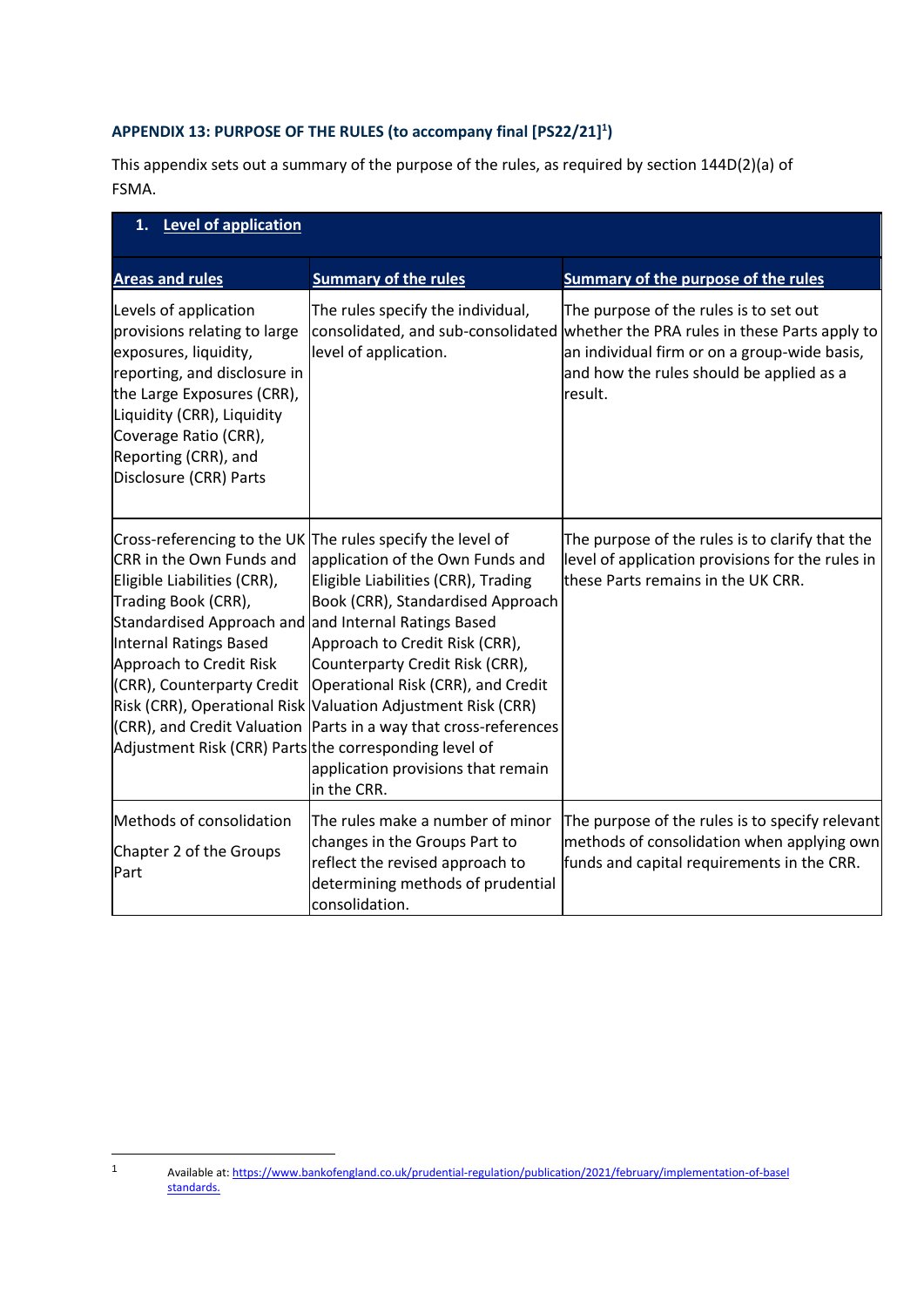**APPENDIX 13: PURPOSE OF THE RULES (to accompany final [PS22/21][1])**

This appendix sets out a summary of the purpose of the rules, as required by section 144D(2)(a) of FSMA.

| **1. Level of application** | | |
|---|---|---|
| **Areas and rules** | **Summary of the rules** | **Summary of the purpose of the rules** |
| Levels of application provisions relating to large exposures, liquidity, reporting, and disclosure in the Large Exposures (CRR), Liquidity (CRR), Liquidity Coverage Ratio (CRR), Reporting (CRR), and Disclosure (CRR) Parts | The rules specify the individual, consolidated, and sub-consolidated level of application. | The purpose of the rules is to set out whether the PRA rules in these Parts apply to an individual firm or on a group-wide basis, and how the rules should be applied as a result. |
| Cross-referencing to the UK CRR in the Own Funds and Eligible Liabilities (CRR), Trading Book (CRR), Standardised Approach and Internal Ratings Based Approach to Credit Risk (CRR), Counterparty Credit Risk (CRR), Operational Risk (CRR), and Credit Valuation Adjustment Risk (CRR) Parts | The rules specify the level of application of the Own Funds and Eligible Liabilities (CRR), Trading Book (CRR), Standardised Approach and Internal Ratings Based Approach to Credit Risk (CRR), Counterparty Credit Risk (CRR), Operational Risk (CRR), and Credit Valuation Adjustment Risk (CRR) Parts in a way that cross-references the corresponding level of application provisions that remain in the CRR. | The purpose of the rules is to clarify that the level of application provisions for the rules in these Parts remains in the UK CRR. |
| Methods of consolidation<br><br>Chapter 2 of the Groups Part | The rules make a number of minor changes in the Groups Part to reflect the revised approach to determining methods of prudential consolidation. | The purpose of the rules is to specify relevant methods of consolidation when applying own funds and capital requirements in the CRR. |

[1] Available at: https://www.bankofengland.co.uk/prudential-regulation/publication/2021/february/implementation-of-basel standards.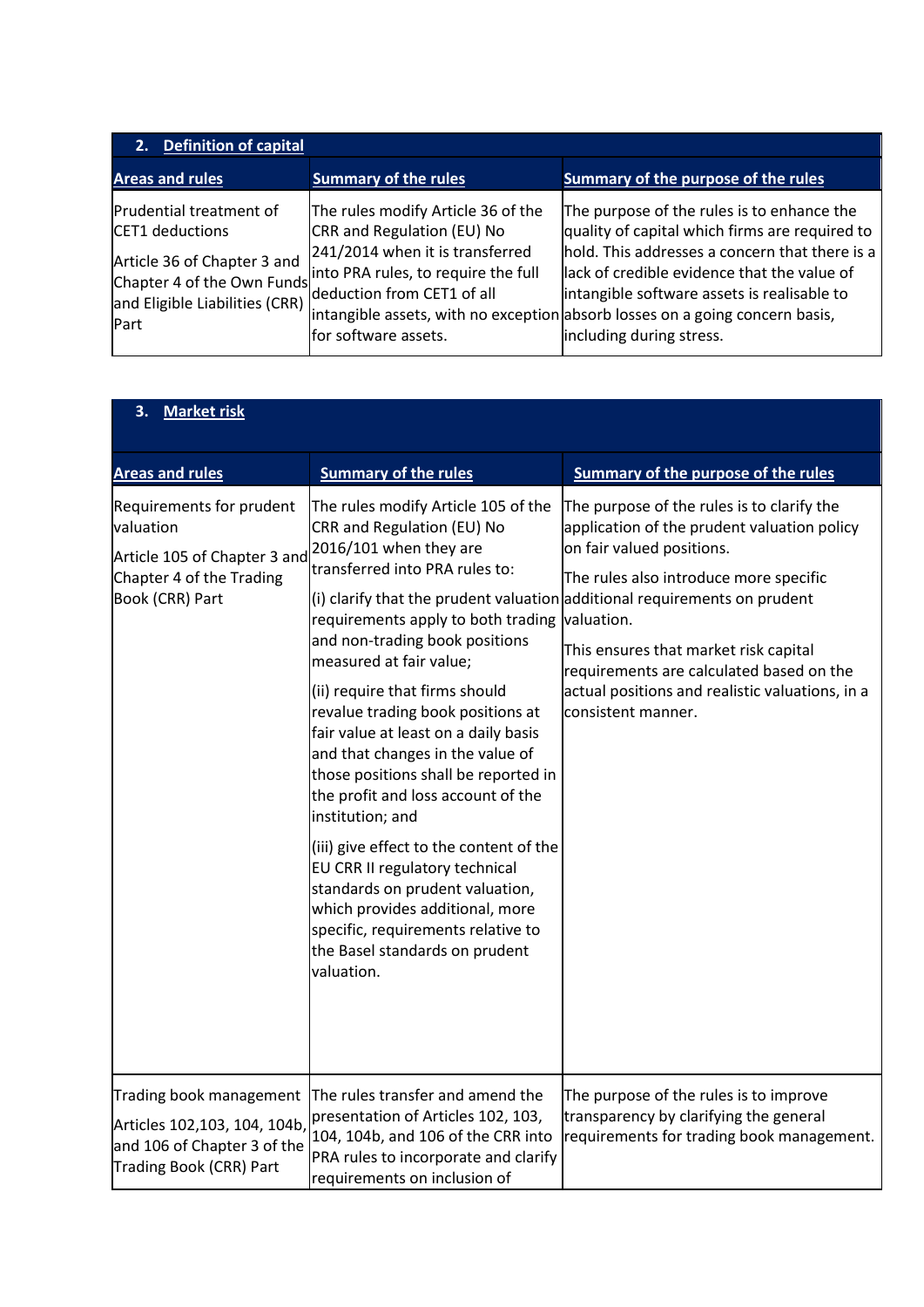| 2. Definition of capital | | |
|---|---|---|
| **Areas and rules** | **Summary of the rules** | **Summary of the purpose of the rules** |
| Prudential treatment of CET1 deductions<br><br>Article 36 of Chapter 3 and Chapter 4 of the Own Funds and Eligible Liabilities (CRR) Part | The rules modify Article 36 of the CRR and Regulation (EU) No 241/2014 when it is transferred into PRA rules, to require the full deduction from CET1 of all intangible assets, with no exception for software assets. | The purpose of the rules is to enhance the quality of capital which firms are required to hold. This addresses a concern that there is a lack of credible evidence that the value of intangible software assets is realisable to absorb losses on a going concern basis, including during stress. |

| 3. Market risk | | |
|---|---|---|
| **Areas and rules** | **Summary of the rules** | **Summary of the purpose of the rules** |
| Requirements for prudent valuation<br><br>Article 105 of Chapter 3 and Chapter 4 of the Trading Book (CRR) Part | The rules modify Article 105 of the CRR and Regulation (EU) No 2016/101 when they are transferred into PRA rules to:<br><br>(i) clarify that the prudent valuation requirements apply to both trading and non-trading book positions measured at fair value;<br><br>(ii) require that firms should revalue trading book positions at fair value at least on a daily basis and that changes in the value of those positions shall be reported in the profit and loss account of the institution; and<br><br>(iii) give effect to the content of the EU CRR II regulatory technical standards on prudent valuation, which provides additional, more specific, requirements relative to the Basel standards on prudent valuation. | The purpose of the rules is to clarify the application of the prudent valuation policy on fair valued positions.<br><br>The rules also introduce more specific additional requirements on prudent valuation.<br><br>This ensures that market risk capital requirements are calculated based on the actual positions and realistic valuations, in a consistent manner. |
| Trading book management<br><br>Articles 102,103, 104, 104b, and 106 of Chapter 3 of the Trading Book (CRR) Part | The rules transfer and amend the presentation of Articles 102, 103, 104, 104b, and 106 of the CRR into PRA rules to incorporate and clarify requirements on inclusion of | The purpose of the rules is to improve transparency by clarifying the general requirements for trading book management. |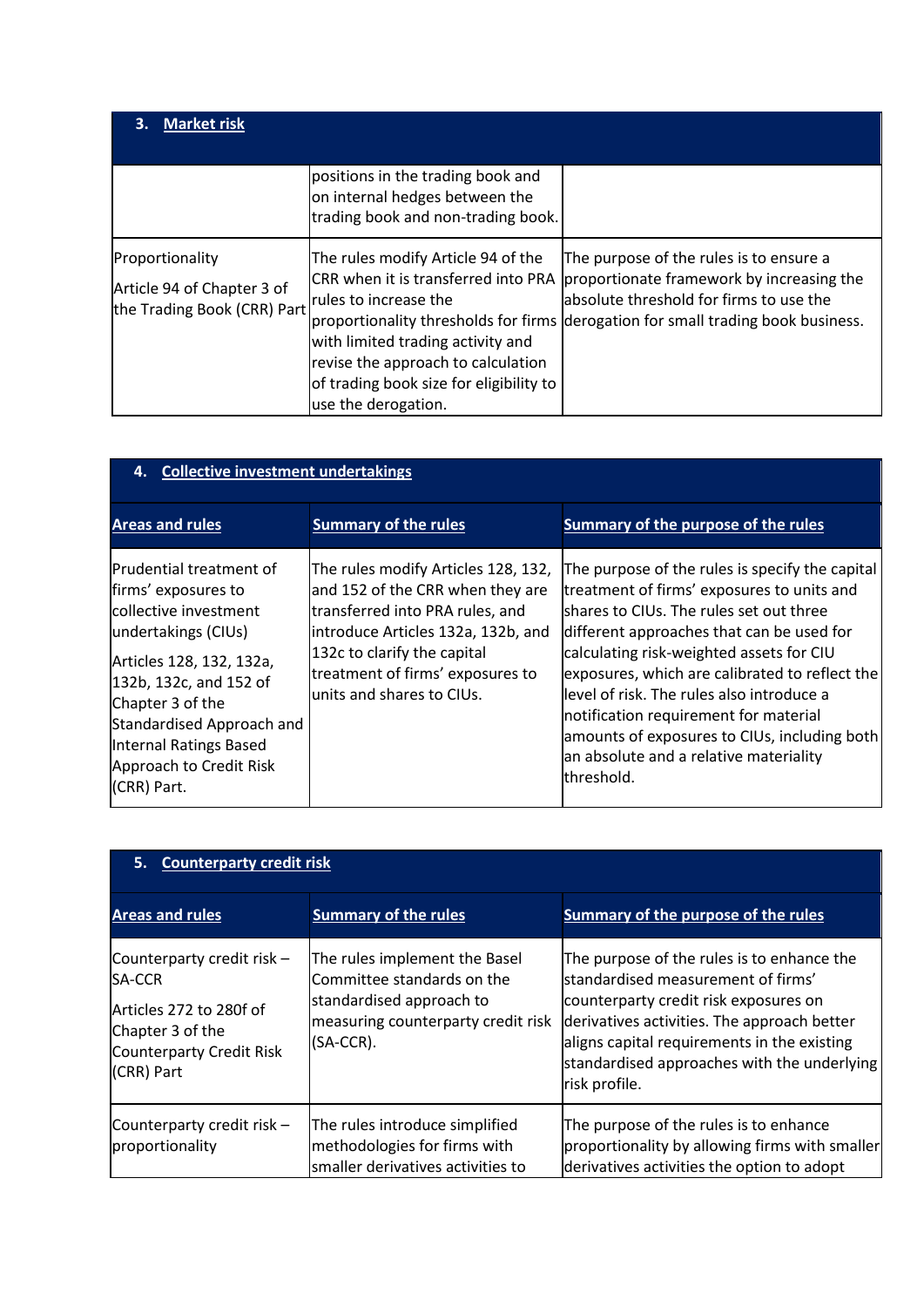| 3. Market risk | | |
|---|---|---|
| | positions in the trading book and on internal hedges between the trading book and non-trading book. | |
| Proportionality<br><br>Article 94 of Chapter 3 of the Trading Book (CRR) Part | The rules modify Article 94 of the CRR when it is transferred into PRA rules to increase the proportionality thresholds for firms with limited trading activity and revise the approach to calculation of trading book size for eligibility to use the derogation. | The purpose of the rules is to ensure a proportionate framework by increasing the absolute threshold for firms to use the derogation for small trading book business. |

| 4. Collective investment undertakings | | |
|---|---|---|
| **Areas and rules** | **Summary of the rules** | **Summary of the purpose of the rules** |
| Prudential treatment of firms' exposures to collective investment undertakings (CIUs)<br><br>Articles 128, 132, 132a, 132b, 132c, and 152 of Chapter 3 of the Standardised Approach and Internal Ratings Based Approach to Credit Risk (CRR) Part. | The rules modify Articles 128, 132, and 152 of the CRR when they are transferred into PRA rules, and introduce Articles 132a, 132b, and 132c to clarify the capital treatment of firms' exposures to units and shares to CIUs. | The purpose of the rules is specify the capital treatment of firms' exposures to units and shares to CIUs. The rules set out three different approaches that can be used for calculating risk-weighted assets for CIU exposures, which are calibrated to reflect the level of risk. The rules also introduce a notification requirement for material amounts of exposures to CIUs, including both an absolute and a relative materiality threshold. |

| 5. Counterparty credit risk | | |
|---|---|---|
| **Areas and rules** | **Summary of the rules** | **Summary of the purpose of the rules** |
| Counterparty credit risk – SA-CCR<br><br>Articles 272 to 280f of Chapter 3 of the Counterparty Credit Risk (CRR) Part | The rules implement the Basel Committee standards on the standardised approach to measuring counterparty credit risk (SA-CCR). | The purpose of the rules is to enhance the standardised measurement of firms' counterparty credit risk exposures on derivatives activities. The approach better aligns capital requirements in the existing standardised approaches with the underlying risk profile. |
| Counterparty credit risk – proportionality | The rules introduce simplified methodologies for firms with smaller derivatives activities to | The purpose of the rules is to enhance proportionality by allowing firms with smaller derivatives activities the option to adopt |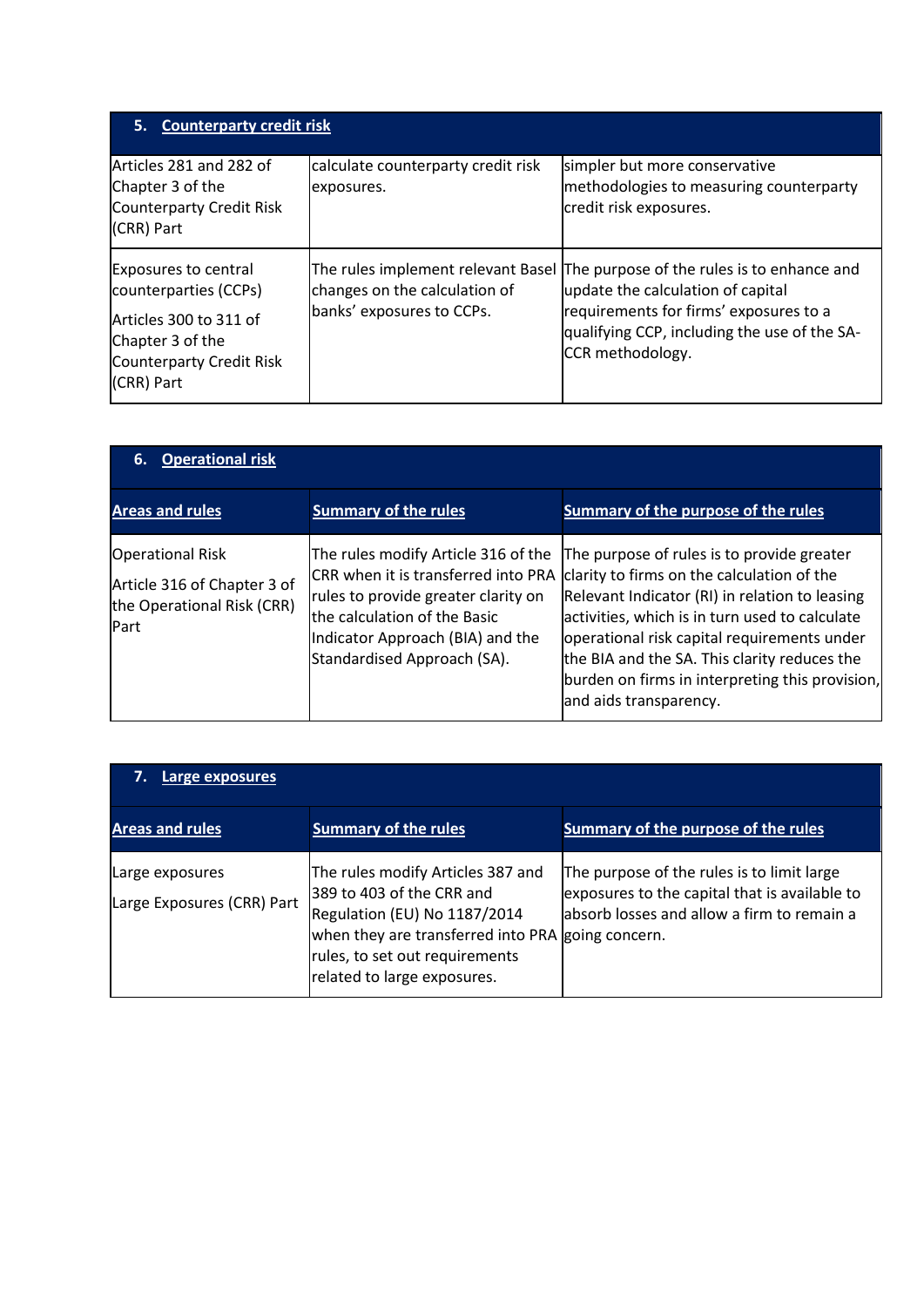| 5. Counterparty credit risk | | |
|---|---|---|
| Articles 281 and 282 of Chapter 3 of the Counterparty Credit Risk (CRR) Part | calculate counterparty credit risk exposures. | simpler but more conservative methodologies to measuring counterparty credit risk exposures. |
| Exposures to central counterparties (CCPs)<br><br>Articles 300 to 311 of Chapter 3 of the Counterparty Credit Risk (CRR) Part | The rules implement relevant Basel changes on the calculation of banks' exposures to CCPs. | The purpose of the rules is to enhance and update the calculation of capital requirements for firms' exposures to a qualifying CCP, including the use of the SA-CCR methodology. |

| 6. Operational risk | | |
|---|---|---|
| **Areas and rules** | **Summary of the rules** | **Summary of the purpose of the rules** |
| Operational Risk<br><br>Article 316 of Chapter 3 of the Operational Risk (CRR) Part | The rules modify Article 316 of the CRR when it is transferred into PRA rules to provide greater clarity on the calculation of the Basic Indicator Approach (BIA) and the Standardised Approach (SA). | The purpose of rules is to provide greater clarity to firms on the calculation of the Relevant Indicator (RI) in relation to leasing activities, which is in turn used to calculate operational risk capital requirements under the BIA and the SA. This clarity reduces the burden on firms in interpreting this provision, and aids transparency. |

| 7. Large exposures | | |
|---|---|---|
| **Areas and rules** | **Summary of the rules** | **Summary of the purpose of the rules** |
| Large exposures<br><br>Large Exposures (CRR) Part | The rules modify Articles 387 and 389 to 403 of the CRR and Regulation (EU) No 1187/2014 when they are transferred into PRA rules, to set out requirements related to large exposures. | The purpose of the rules is to limit large exposures to the capital that is available to absorb losses and allow a firm to remain a going concern. |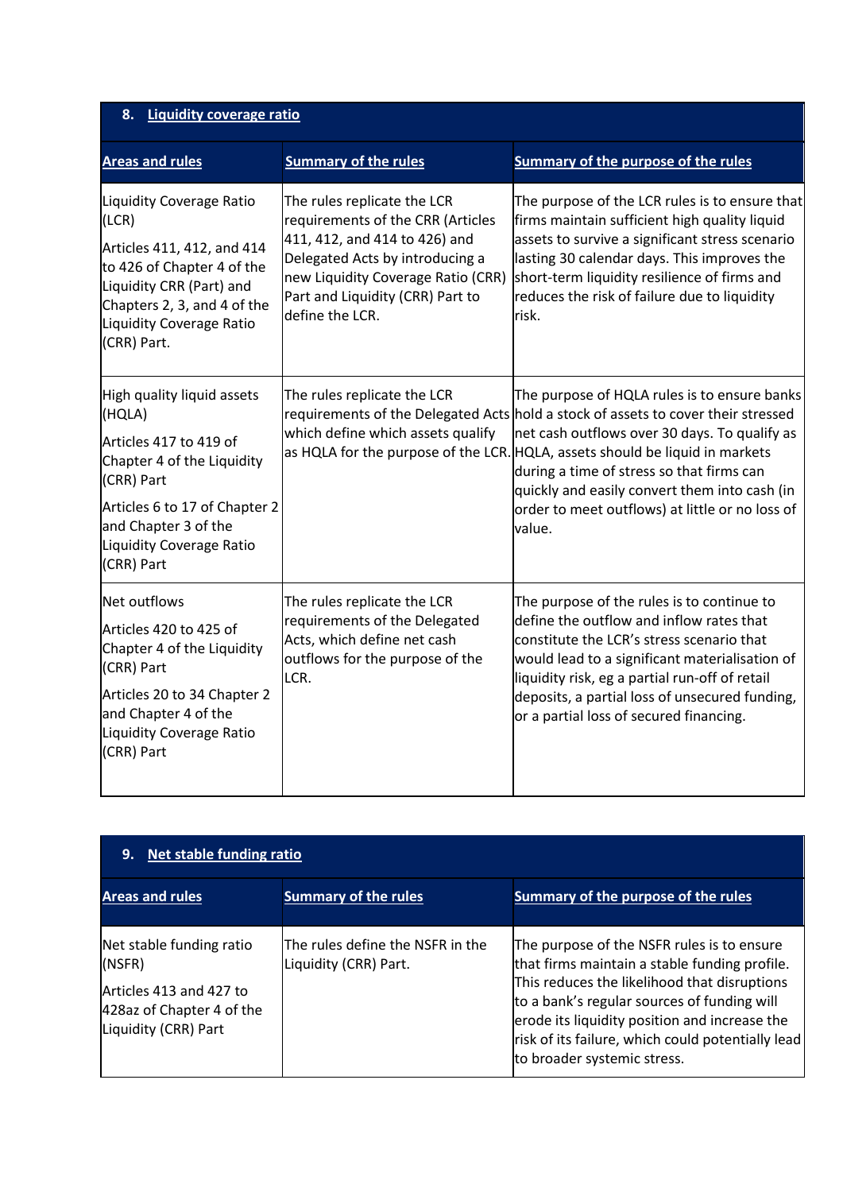| 8. Liquidity coverage ratio | | |
|---|---|---|
| **Areas and rules** | **Summary of the rules** | **Summary of the purpose of the rules** |
| Liquidity Coverage Ratio (LCR)<br><br>Articles 411, 412, and 414 to 426 of Chapter 4 of the Liquidity CRR (Part) and Chapters 2, 3, and 4 of the Liquidity Coverage Ratio (CRR) Part. | The rules replicate the LCR requirements of the CRR (Articles 411, 412, and 414 to 426) and Delegated Acts by introducing a new Liquidity Coverage Ratio (CRR) Part and Liquidity (CRR) Part to define the LCR. | The purpose of the LCR rules is to ensure that firms maintain sufficient high quality liquid assets to survive a significant stress scenario lasting 30 calendar days. This improves the short-term liquidity resilience of firms and reduces the risk of failure due to liquidity risk. |
| High quality liquid assets (HQLA)<br><br>Articles 417 to 419 of Chapter 4 of the Liquidity (CRR) Part<br><br>Articles 6 to 17 of Chapter 2 and Chapter 3 of the Liquidity Coverage Ratio (CRR) Part | The rules replicate the LCR requirements of the Delegated Acts which define which assets qualify as HQLA for the purpose of the LCR. | The purpose of HQLA rules is to ensure banks hold a stock of assets to cover their stressed net cash outflows over 30 days. To qualify as HQLA, assets should be liquid in markets during a time of stress so that firms can quickly and easily convert them into cash (in order to meet outflows) at little or no loss of value. |
| Net outflows<br><br>Articles 420 to 425 of Chapter 4 of the Liquidity (CRR) Part<br><br>Articles 20 to 34 Chapter 2 and Chapter 4 of the Liquidity Coverage Ratio (CRR) Part | The rules replicate the LCR requirements of the Delegated Acts, which define net cash outflows for the purpose of the LCR. | The purpose of the rules is to continue to define the outflow and inflow rates that constitute the LCR's stress scenario that would lead to a significant materialisation of liquidity risk, eg a partial run-off of retail deposits, a partial loss of unsecured funding, or a partial loss of secured financing. |

| 9. Net stable funding ratio | | |
|---|---|---|
| **Areas and rules** | **Summary of the rules** | **Summary of the purpose of the rules** |
| Net stable funding ratio (NSFR)<br><br>Articles 413 and 427 to 428az of Chapter 4 of the Liquidity (CRR) Part | The rules define the NSFR in the Liquidity (CRR) Part. | The purpose of the NSFR rules is to ensure that firms maintain a stable funding profile. This reduces the likelihood that disruptions to a bank's regular sources of funding will erode its liquidity position and increase the risk of its failure, which could potentially lead to broader systemic stress. |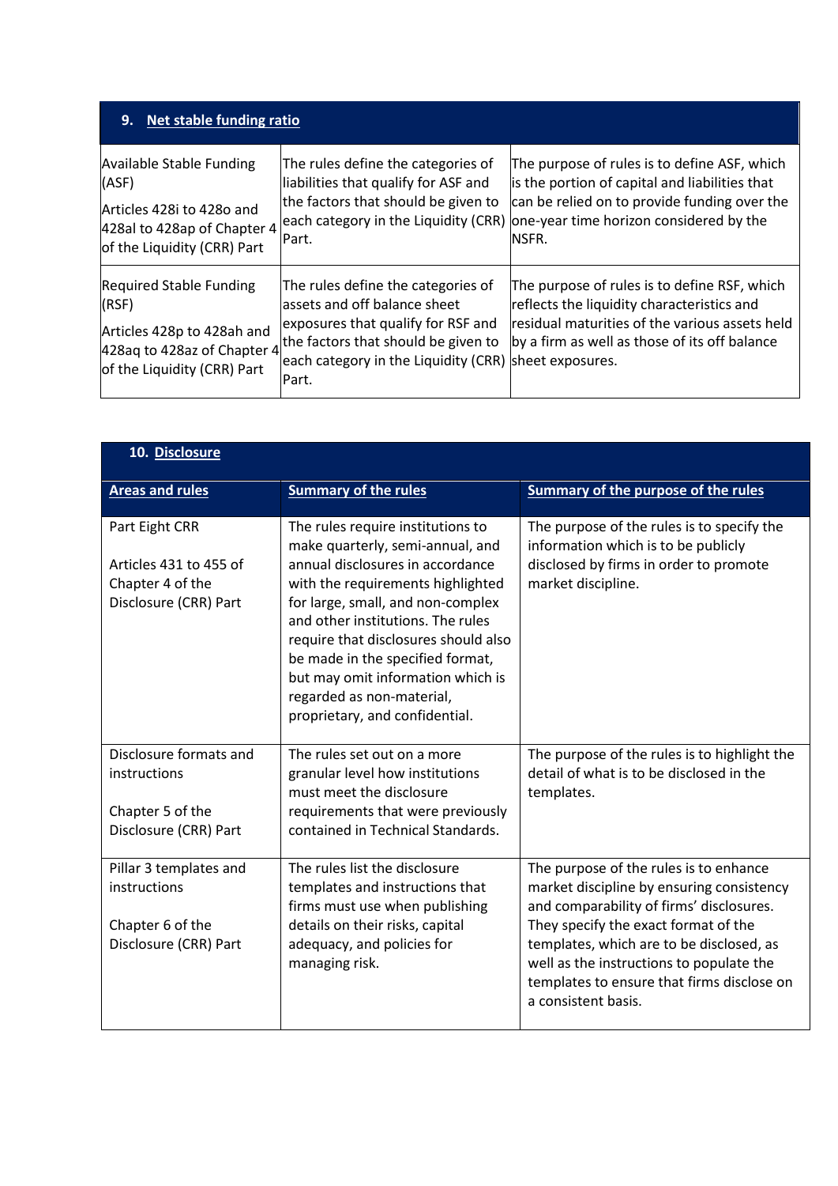| 9. Net stable funding ratio | | |
|---|---|---|
| Available Stable Funding (ASF)<br><br>Articles 428i to 428o and 428al to 428ap of Chapter 4 of the Liquidity (CRR) Part | The rules define the categories of liabilities that qualify for ASF and the factors that should be given to each category in the Liquidity (CRR) Part. | The purpose of rules is to define ASF, which is the portion of capital and liabilities that can be relied on to provide funding over the one-year time horizon considered by the NSFR. |
| Required Stable Funding (RSF)<br><br>Articles 428p to 428ah and 428aq to 428az of Chapter 4 of the Liquidity (CRR) Part | The rules define the categories of assets and off balance sheet exposures that qualify for RSF and the factors that should be given to each category in the Liquidity (CRR) Part. | The purpose of rules is to define RSF, which reflects the liquidity characteristics and residual maturities of the various assets held by a firm as well as those of its off balance sheet exposures. |

| 10. Disclosure | | |
|---|---|---|
| **Areas and rules** | **Summary of the rules** | **Summary of the purpose of the rules** |
| Part Eight CRR<br><br>Articles 431 to 455 of Chapter 4 of the Disclosure (CRR) Part | The rules require institutions to make quarterly, semi-annual, and annual disclosures in accordance with the requirements highlighted for large, small, and non-complex and other institutions. The rules require that disclosures should also be made in the specified format, but may omit information which is regarded as non-material, proprietary, and confidential. | The purpose of the rules is to specify the information which is to be publicly disclosed by firms in order to promote market discipline. |
| Disclosure formats and instructions<br><br>Chapter 5 of the Disclosure (CRR) Part | The rules set out on a more granular level how institutions must meet the disclosure requirements that were previously contained in Technical Standards. | The purpose of the rules is to highlight the detail of what is to be disclosed in the templates. |
| Pillar 3 templates and instructions<br><br>Chapter 6 of the Disclosure (CRR) Part | The rules list the disclosure templates and instructions that firms must use when publishing details on their risks, capital adequacy, and policies for managing risk. | The purpose of the rules is to enhance market discipline by ensuring consistency and comparability of firms' disclosures. They specify the exact format of the templates, which are to be disclosed, as well as the instructions to populate the templates to ensure that firms disclose on a consistent basis. |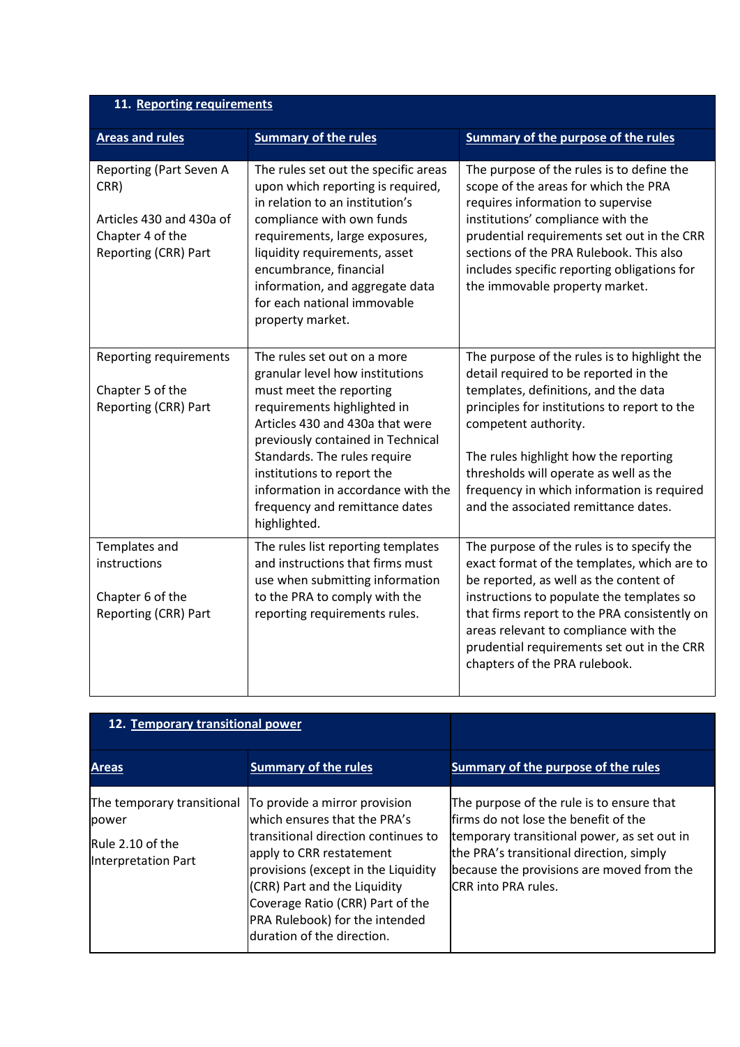| 11. Reporting requirements | | |
|---|---|---|
| **Areas and rules** | **Summary of the rules** | **Summary of the purpose of the rules** |
| Reporting (Part Seven A CRR)<br><br>Articles 430 and 430a of Chapter 4 of the Reporting (CRR) Part | The rules set out the specific areas upon which reporting is required, in relation to an institution's compliance with own funds requirements, large exposures, liquidity requirements, asset encumbrance, financial information, and aggregate data for each national immovable property market. | The purpose of the rules is to define the scope of the areas for which the PRA requires information to supervise institutions' compliance with the prudential requirements set out in the CRR sections of the PRA Rulebook. This also includes specific reporting obligations for the immovable property market. |
| Reporting requirements<br><br>Chapter 5 of the Reporting (CRR) Part | The rules set out on a more granular level how institutions must meet the reporting requirements highlighted in Articles 430 and 430a that were previously contained in Technical Standards. The rules require institutions to report the information in accordance with the frequency and remittance dates highlighted. | The purpose of the rules is to highlight the detail required to be reported in the templates, definitions, and the data principles for institutions to report to the competent authority.<br><br>The rules highlight how the reporting thresholds will operate as well as the frequency in which information is required and the associated remittance dates. |
| Templates and instructions<br><br>Chapter 6 of the Reporting (CRR) Part | The rules list reporting templates and instructions that firms must use when submitting information to the PRA to comply with the reporting requirements rules. | The purpose of the rules is to specify the exact format of the templates, which are to be reported, as well as the content of instructions to populate the templates so that firms report to the PRA consistently on areas relevant to compliance with the prudential requirements set out in the CRR chapters of the PRA rulebook. |

| 12. Temporary transitional power | | |
|---|---|---|
| **Areas** | **Summary of the rules** | **Summary of the purpose of the rules** |
| The temporary transitional power<br><br>Rule 2.10 of the Interpretation Part | To provide a mirror provision which ensures that the PRA's transitional direction continues to apply to CRR restatement provisions (except in the Liquidity (CRR) Part and the Liquidity Coverage Ratio (CRR) Part of the PRA Rulebook) for the intended duration of the direction. | The purpose of the rule is to ensure that firms do not lose the benefit of the temporary transitional power, as set out in the PRA's transitional direction, simply because the provisions are moved from the CRR into PRA rules. |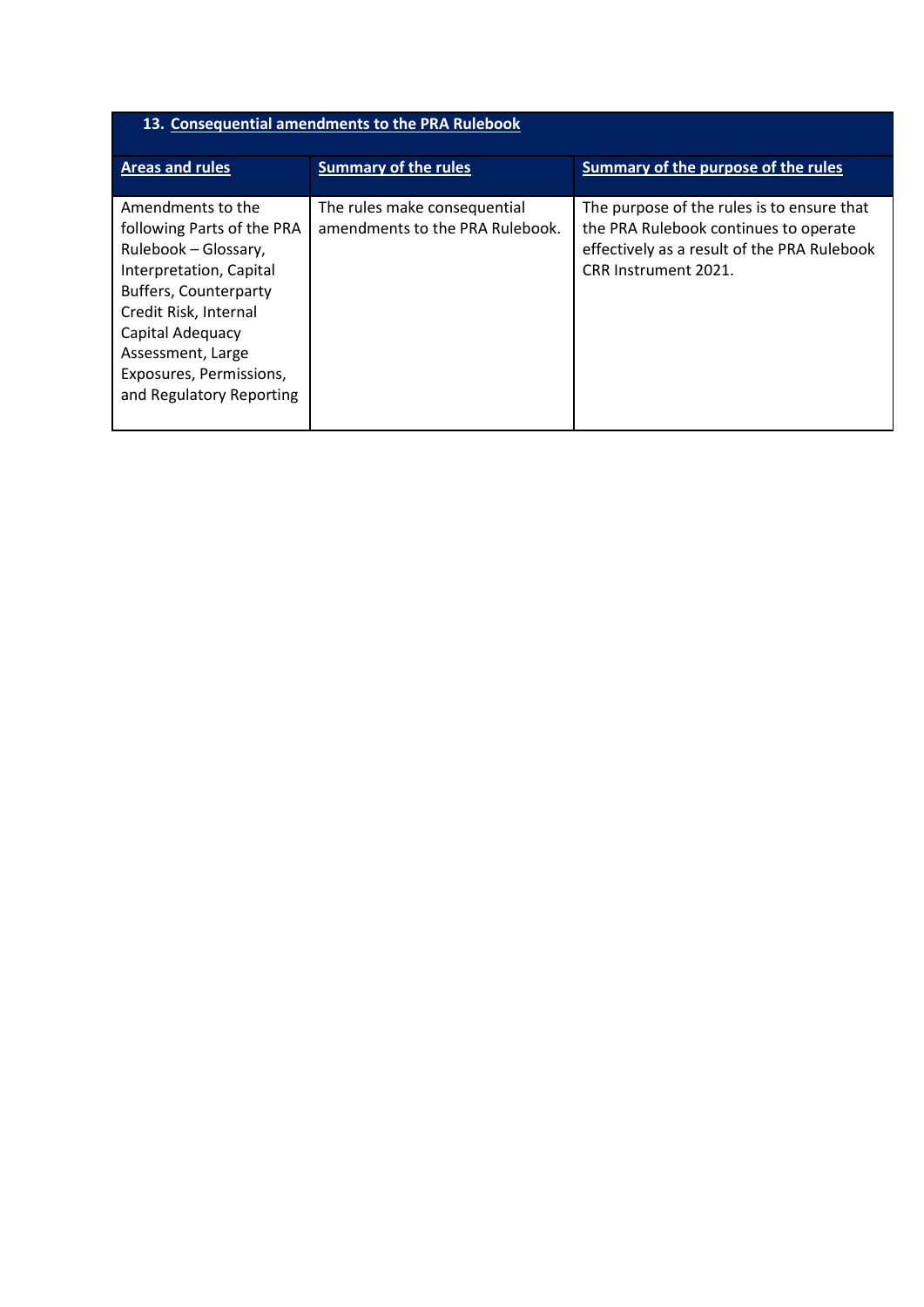| 13. Consequential amendments to the PRA Rulebook | | |
|---|---|---|
| **Areas and rules** | **Summary of the rules** | **Summary of the purpose of the rules** |
| Amendments to the following Parts of the PRA Rulebook – Glossary, Interpretation, Capital Buffers, Counterparty Credit Risk, Internal Capital Adequacy Assessment, Large Exposures, Permissions, and Regulatory Reporting | The rules make consequential amendments to the PRA Rulebook. | The purpose of the rules is to ensure that the PRA Rulebook continues to operate effectively as a result of the PRA Rulebook CRR Instrument 2021. |